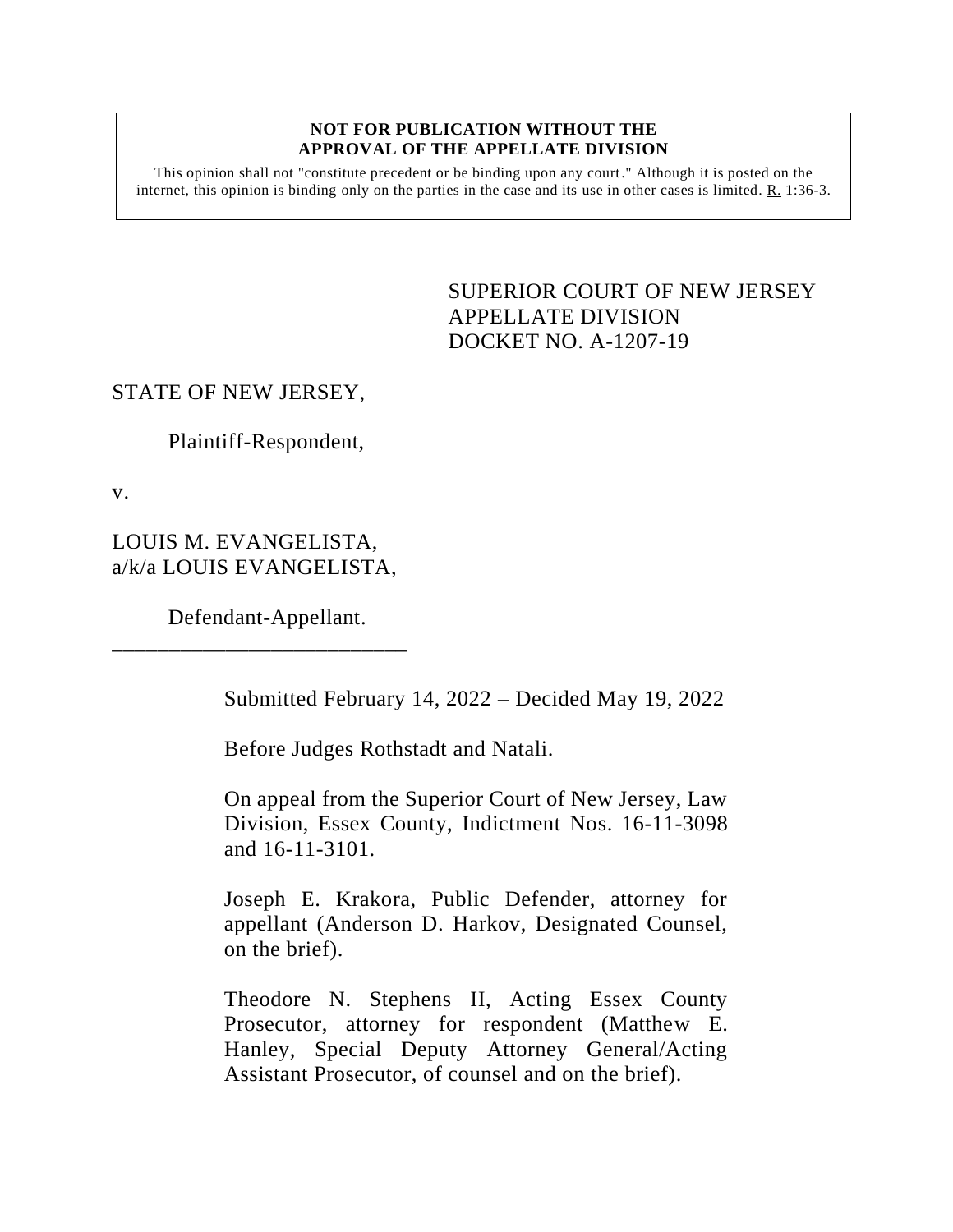**NOT FOR PUBLICATION WITHOUT THE APPROVAL OF THE APPELLATE DIVISION**

This opinion shall not "constitute precedent or be binding upon any court." Although it is posted on the internet, this opinion is binding only on the parties in the case and its use in other cases is limited. R. 1:36-3.

SUPERIOR COURT OF NEW JERSEY
APPELLATE DIVISION
DOCKET NO. A-1207-19

STATE OF NEW JERSEY,

Plaintiff-Respondent,

v.

LOUIS M. EVANGELISTA,
a/k/a LOUIS EVANGELISTA,

Defendant-Appellant.

___________________________

Submitted February 14, 2022 – Decided May 19, 2022

Before Judges Rothstadt and Natali.

On appeal from the Superior Court of New Jersey, Law Division, Essex County, Indictment Nos. 16-11-3098 and 16-11-3101.

Joseph E. Krakora, Public Defender, attorney for appellant (Anderson D. Harkov, Designated Counsel, on the brief).

Theodore N. Stephens II, Acting Essex County Prosecutor, attorney for respondent (Matthew E. Hanley, Special Deputy Attorney General/Acting Assistant Prosecutor, of counsel and on the brief).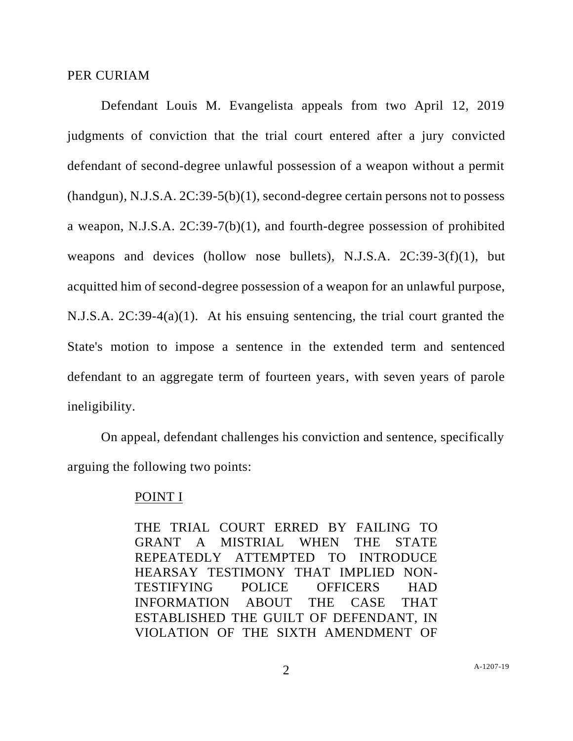PER CURIAM

Defendant Louis M. Evangelista appeals from two April 12, 2019 judgments of conviction that the trial court entered after a jury convicted defendant of second-degree unlawful possession of a weapon without a permit (handgun), N.J.S.A. 2C:39-5(b)(1), second-degree certain persons not to possess a weapon, N.J.S.A. 2C:39-7(b)(1), and fourth-degree possession of prohibited weapons and devices (hollow nose bullets), N.J.S.A. 2C:39-3(f)(1), but acquitted him of second-degree possession of a weapon for an unlawful purpose, N.J.S.A. 2C:39-4(a)(1). At his ensuing sentencing, the trial court granted the State's motion to impose a sentence in the extended term and sentenced defendant to an aggregate term of fourteen years, with seven years of parole ineligibility.

On appeal, defendant challenges his conviction and sentence, specifically arguing the following two points:

POINT I

THE TRIAL COURT ERRED BY FAILING TO GRANT A MISTRIAL WHEN THE STATE REPEATEDLY ATTEMPTED TO INTRODUCE HEARSAY TESTIMONY THAT IMPLIED NON-TESTIFYING POLICE OFFICERS HAD INFORMATION ABOUT THE CASE THAT ESTABLISHED THE GUILT OF DEFENDANT, IN VIOLATION OF THE SIXTH AMENDMENT OF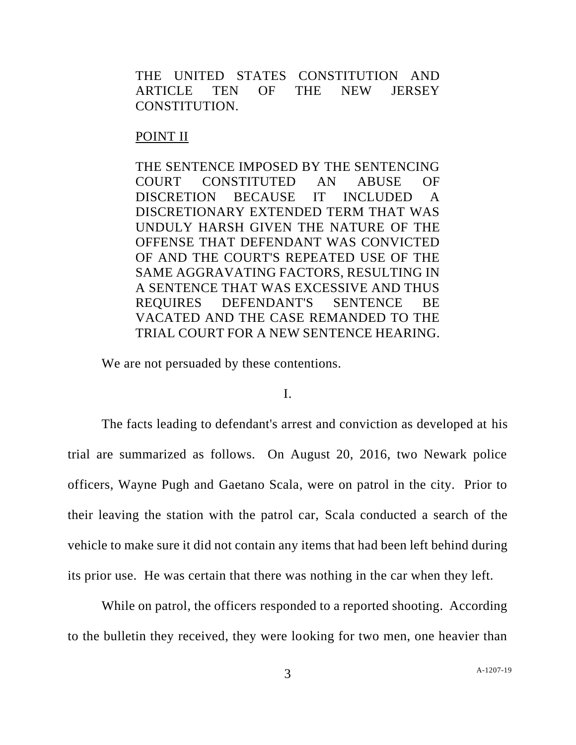THE UNITED STATES CONSTITUTION AND ARTICLE TEN OF THE NEW JERSEY CONSTITUTION.

POINT II

THE SENTENCE IMPOSED BY THE SENTENCING COURT CONSTITUTED AN ABUSE OF DISCRETION BECAUSE IT INCLUDED A DISCRETIONARY EXTENDED TERM THAT WAS UNDULY HARSH GIVEN THE NATURE OF THE OFFENSE THAT DEFENDANT WAS CONVICTED OF AND THE COURT'S REPEATED USE OF THE SAME AGGRAVATING FACTORS, RESULTING IN A SENTENCE THAT WAS EXCESSIVE AND THUS REQUIRES DEFENDANT'S SENTENCE BE VACATED AND THE CASE REMANDED TO THE TRIAL COURT FOR A NEW SENTENCE HEARING.

We are not persuaded by these contentions.

I.

The facts leading to defendant's arrest and conviction as developed at his trial are summarized as follows. On August 20, 2016, two Newark police officers, Wayne Pugh and Gaetano Scala, were on patrol in the city. Prior to their leaving the station with the patrol car, Scala conducted a search of the vehicle to make sure it did not contain any items that had been left behind during its prior use. He was certain that there was nothing in the car when they left.

While on patrol, the officers responded to a reported shooting. According to the bulletin they received, they were looking for two men, one heavier than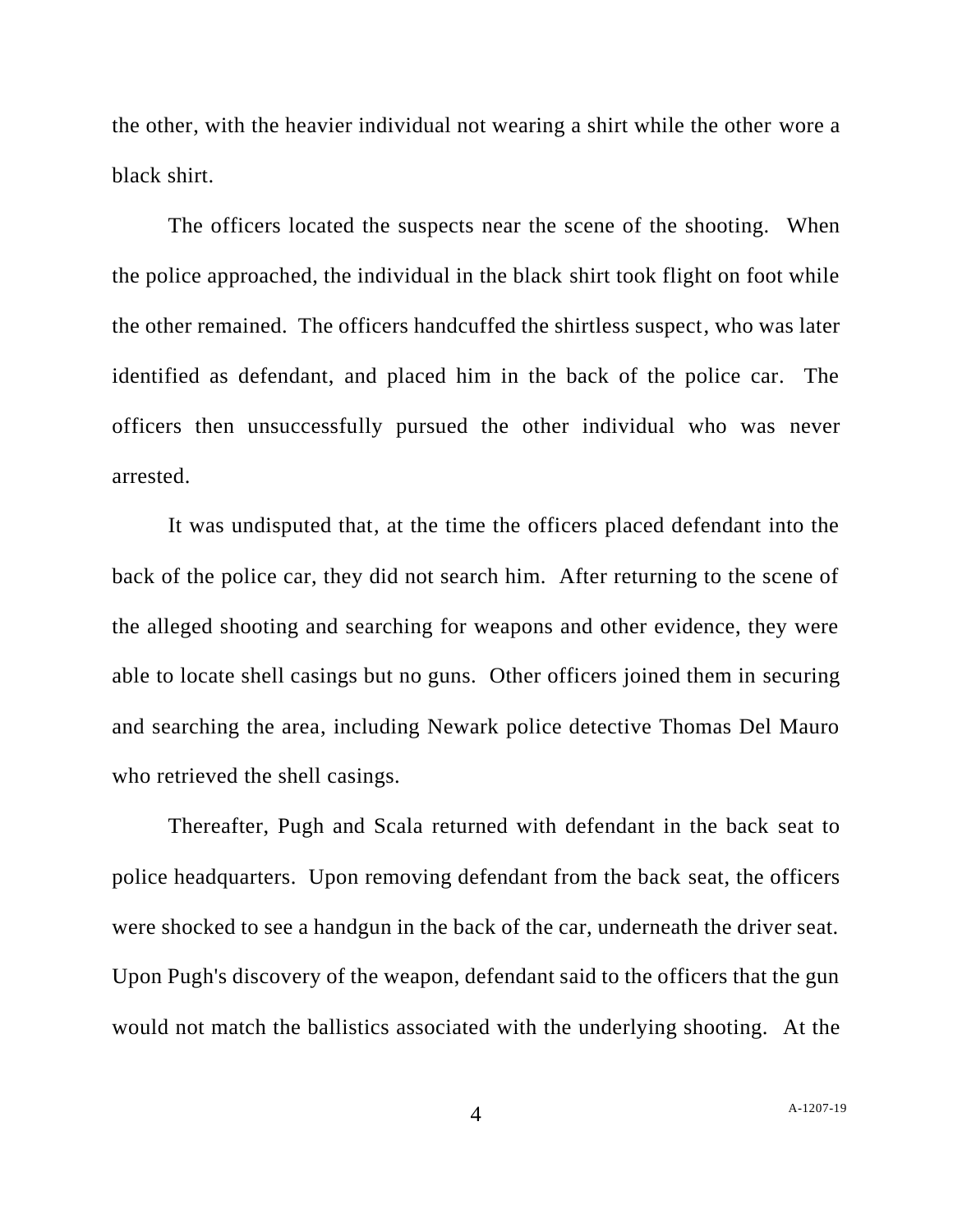the other, with the heavier individual not wearing a shirt while the other wore a black shirt.

The officers located the suspects near the scene of the shooting. When the police approached, the individual in the black shirt took flight on foot while the other remained. The officers handcuffed the shirtless suspect, who was later identified as defendant, and placed him in the back of the police car. The officers then unsuccessfully pursued the other individual who was never arrested.

It was undisputed that, at the time the officers placed defendant into the back of the police car, they did not search him. After returning to the scene of the alleged shooting and searching for weapons and other evidence, they were able to locate shell casings but no guns. Other officers joined them in securing and searching the area, including Newark police detective Thomas Del Mauro who retrieved the shell casings.

Thereafter, Pugh and Scala returned with defendant in the back seat to police headquarters. Upon removing defendant from the back seat, the officers were shocked to see a handgun in the back of the car, underneath the driver seat. Upon Pugh's discovery of the weapon, defendant said to the officers that the gun would not match the ballistics associated with the underlying shooting. At the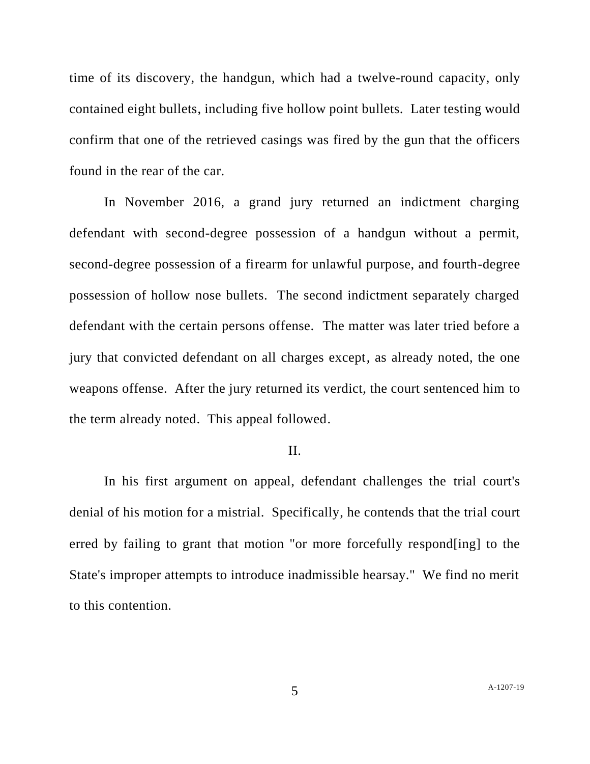time of its discovery, the handgun, which had a twelve-round capacity, only contained eight bullets, including five hollow point bullets. Later testing would confirm that one of the retrieved casings was fired by the gun that the officers found in the rear of the car.

In November 2016, a grand jury returned an indictment charging defendant with second-degree possession of a handgun without a permit, second-degree possession of a firearm for unlawful purpose, and fourth-degree possession of hollow nose bullets. The second indictment separately charged defendant with the certain persons offense. The matter was later tried before a jury that convicted defendant on all charges except, as already noted, the one weapons offense. After the jury returned its verdict, the court sentenced him to the term already noted. This appeal followed.

## II.

In his first argument on appeal, defendant challenges the trial court's denial of his motion for a mistrial. Specifically, he contends that the trial court erred by failing to grant that motion "or more forcefully respond[ing] to the State's improper attempts to introduce inadmissible hearsay." We find no merit to this contention.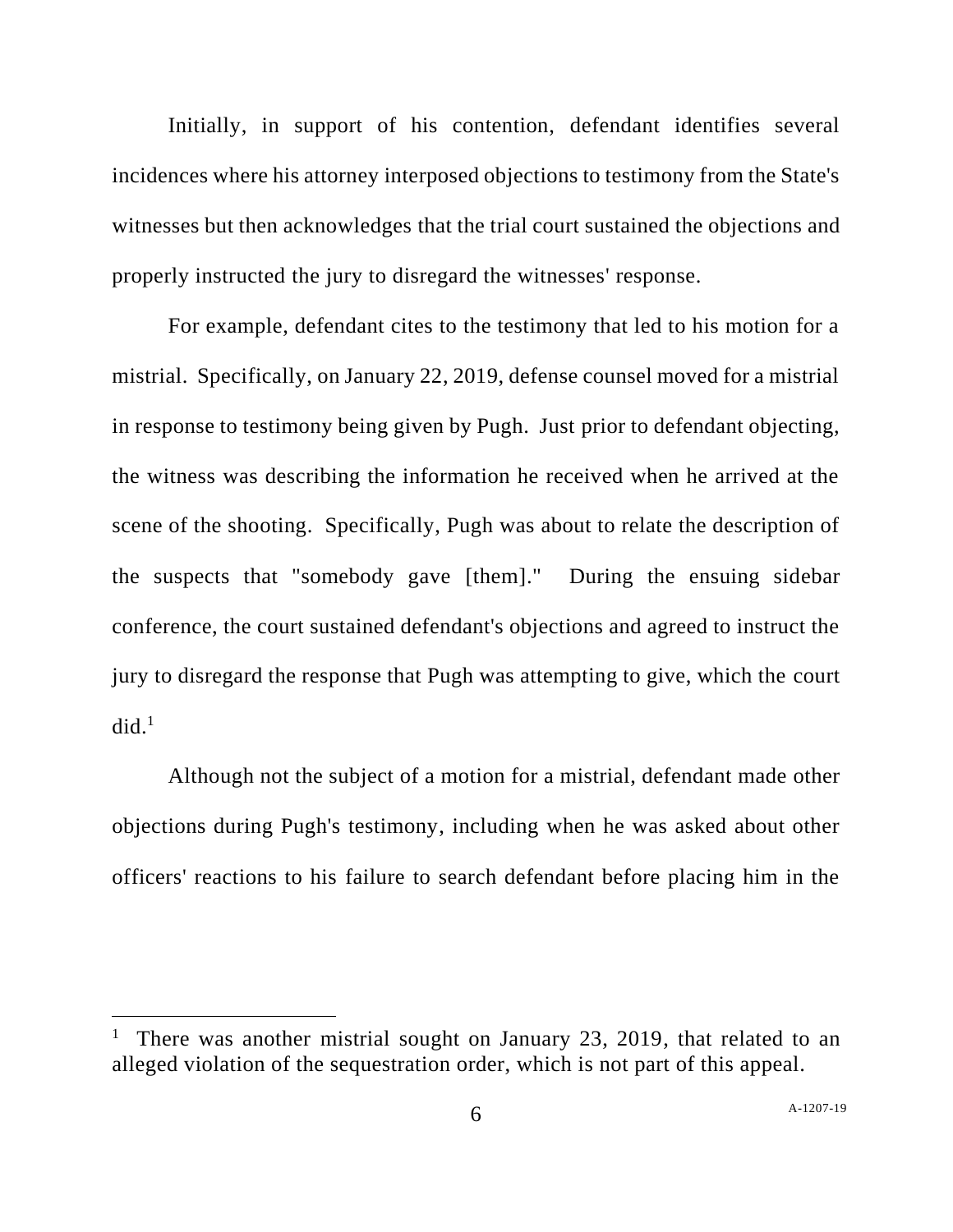Initially, in support of his contention, defendant identifies several incidences where his attorney interposed objections to testimony from the State's witnesses but then acknowledges that the trial court sustained the objections and properly instructed the jury to disregard the witnesses' response.

For example, defendant cites to the testimony that led to his motion for a mistrial. Specifically, on January 22, 2019, defense counsel moved for a mistrial in response to testimony being given by Pugh. Just prior to defendant objecting, the witness was describing the information he received when he arrived at the scene of the shooting. Specifically, Pugh was about to relate the description of the suspects that "somebody gave [them]." During the ensuing sidebar conference, the court sustained defendant's objections and agreed to instruct the jury to disregard the response that Pugh was attempting to give, which the court did.[1]

Although not the subject of a motion for a mistrial, defendant made other objections during Pugh's testimony, including when he was asked about other officers' reactions to his failure to search defendant before placing him in the

---

[1] There was another mistrial sought on January 23, 2019, that related to an alleged violation of the sequestration order, which is not part of this appeal.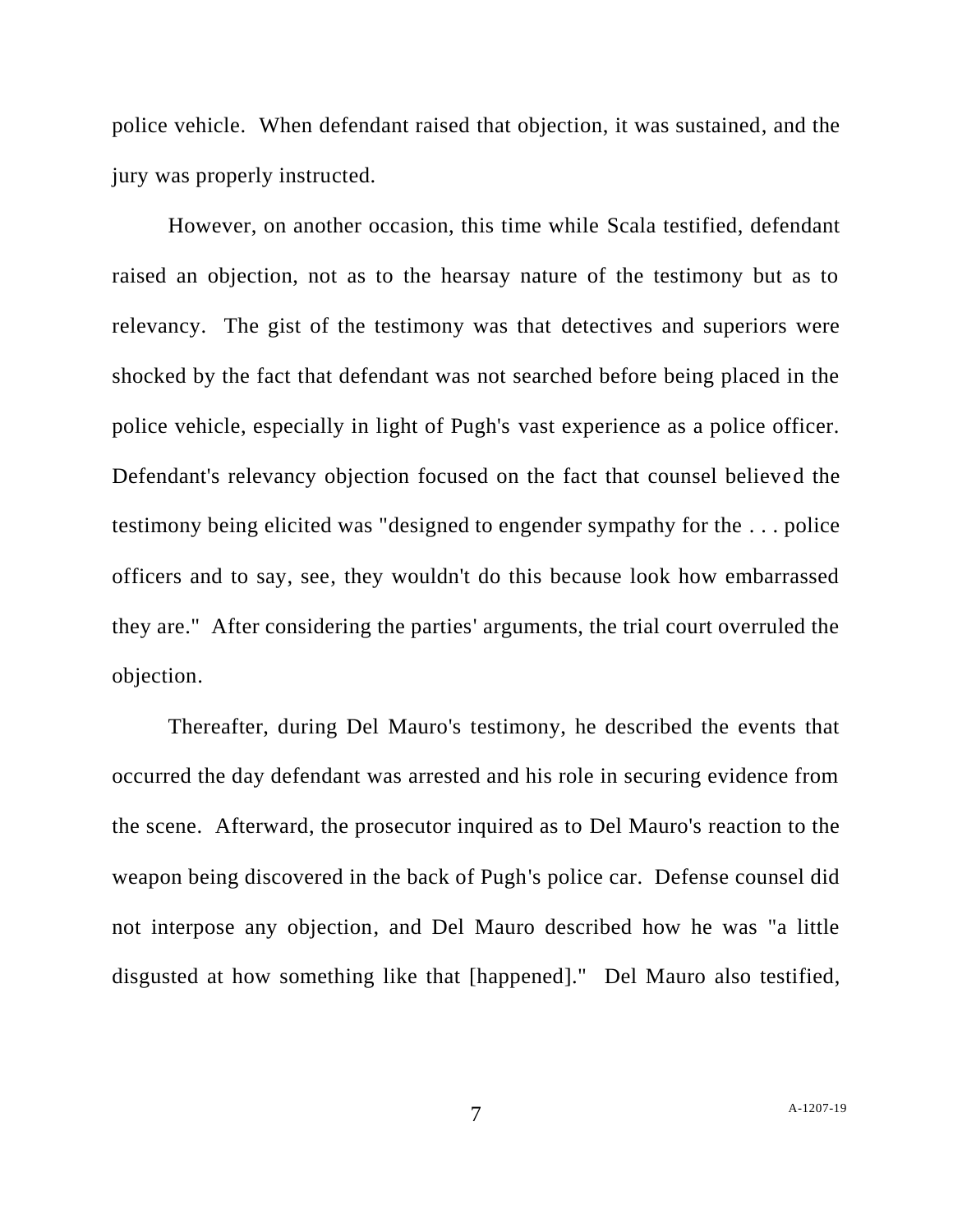police vehicle. When defendant raised that objection, it was sustained, and the jury was properly instructed.

However, on another occasion, this time while Scala testified, defendant raised an objection, not as to the hearsay nature of the testimony but as to relevancy. The gist of the testimony was that detectives and superiors were shocked by the fact that defendant was not searched before being placed in the police vehicle, especially in light of Pugh's vast experience as a police officer. Defendant's relevancy objection focused on the fact that counsel believed the testimony being elicited was "designed to engender sympathy for the . . . police officers and to say, see, they wouldn't do this because look how embarrassed they are." After considering the parties' arguments, the trial court overruled the objection.

Thereafter, during Del Mauro's testimony, he described the events that occurred the day defendant was arrested and his role in securing evidence from the scene. Afterward, the prosecutor inquired as to Del Mauro's reaction to the weapon being discovered in the back of Pugh's police car. Defense counsel did not interpose any objection, and Del Mauro described how he was "a little disgusted at how something like that [happened]." Del Mauro also testified,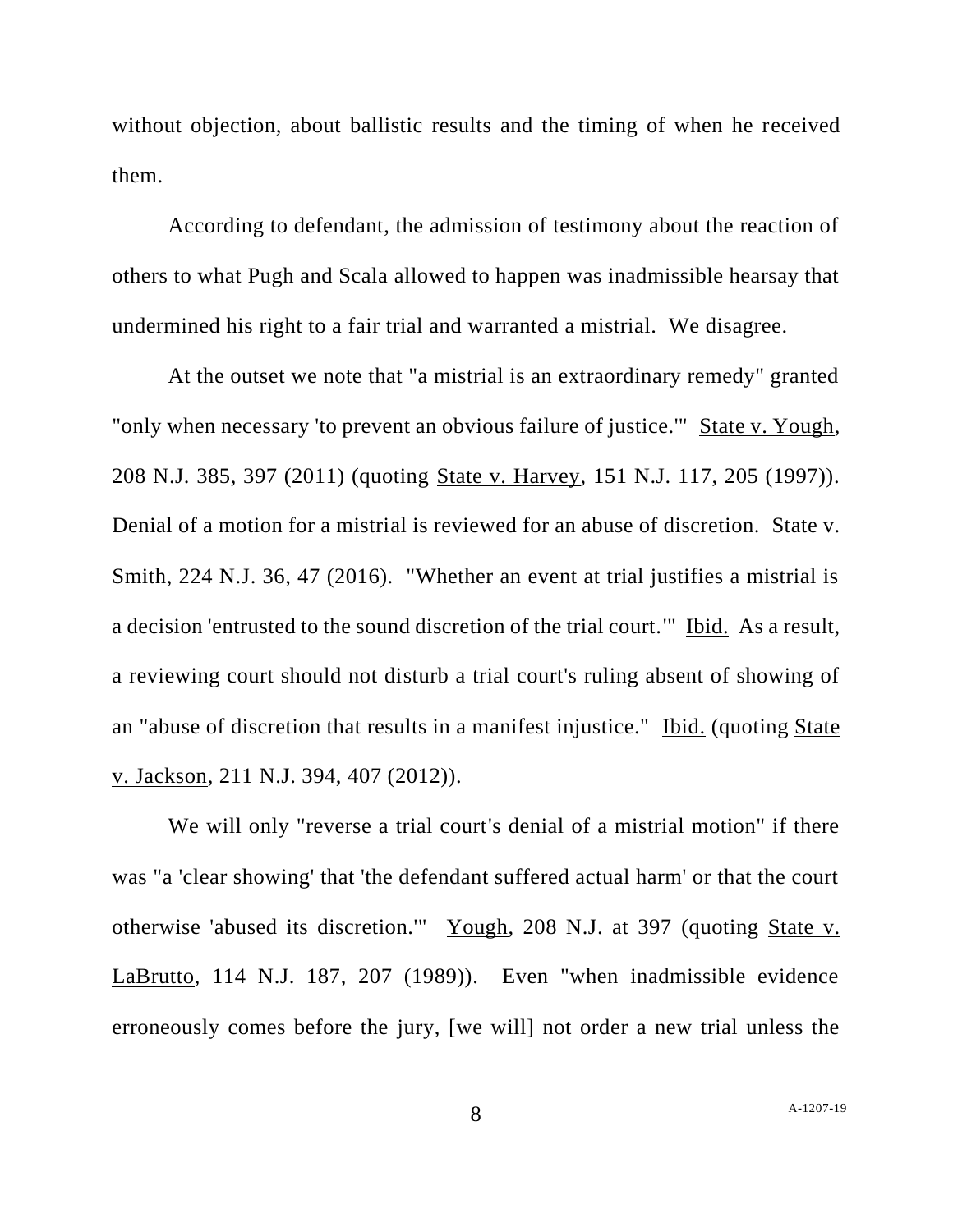without objection, about ballistic results and the timing of when he received them.

According to defendant, the admission of testimony about the reaction of others to what Pugh and Scala allowed to happen was inadmissible hearsay that undermined his right to a fair trial and warranted a mistrial. We disagree.

At the outset we note that "a mistrial is an extraordinary remedy" granted "only when necessary 'to prevent an obvious failure of justice.'" State v. Yough, 208 N.J. 385, 397 (2011) (quoting State v. Harvey, 151 N.J. 117, 205 (1997)). Denial of a motion for a mistrial is reviewed for an abuse of discretion. State v. Smith, 224 N.J. 36, 47 (2016). "Whether an event at trial justifies a mistrial is a decision 'entrusted to the sound discretion of the trial court.'" Ibid. As a result, a reviewing court should not disturb a trial court's ruling absent of showing of an "abuse of discretion that results in a manifest injustice." Ibid. (quoting State v. Jackson, 211 N.J. 394, 407 (2012)).

We will only "reverse a trial court's denial of a mistrial motion" if there was "a 'clear showing' that 'the defendant suffered actual harm' or that the court otherwise 'abused its discretion.'" Yough, 208 N.J. at 397 (quoting State v. LaBrutto, 114 N.J. 187, 207 (1989)). Even "when inadmissible evidence erroneously comes before the jury, [we will] not order a new trial unless the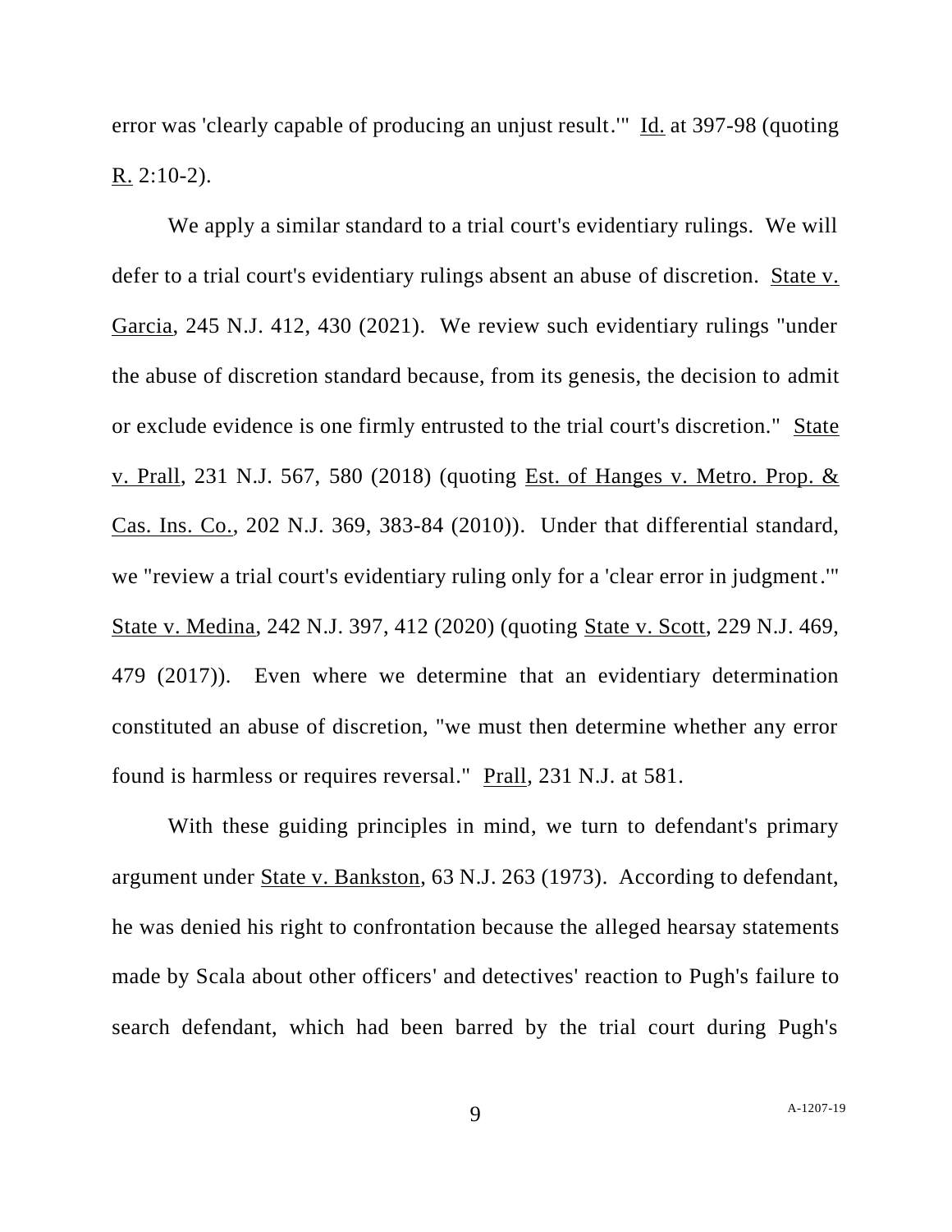error was 'clearly capable of producing an unjust result.'" Id. at 397-98 (quoting R. 2:10-2).

We apply a similar standard to a trial court's evidentiary rulings. We will defer to a trial court's evidentiary rulings absent an abuse of discretion. State v. Garcia, 245 N.J. 412, 430 (2021). We review such evidentiary rulings "under the abuse of discretion standard because, from its genesis, the decision to admit or exclude evidence is one firmly entrusted to the trial court's discretion." State v. Prall, 231 N.J. 567, 580 (2018) (quoting Est. of Hanges v. Metro. Prop. & Cas. Ins. Co., 202 N.J. 369, 383-84 (2010)). Under that differential standard, we "review a trial court's evidentiary ruling only for a 'clear error in judgment.'" State v. Medina, 242 N.J. 397, 412 (2020) (quoting State v. Scott, 229 N.J. 469, 479 (2017)). Even where we determine that an evidentiary determination constituted an abuse of discretion, "we must then determine whether any error found is harmless or requires reversal." Prall, 231 N.J. at 581.

With these guiding principles in mind, we turn to defendant's primary argument under State v. Bankston, 63 N.J. 263 (1973). According to defendant, he was denied his right to confrontation because the alleged hearsay statements made by Scala about other officers' and detectives' reaction to Pugh's failure to search defendant, which had been barred by the trial court during Pugh's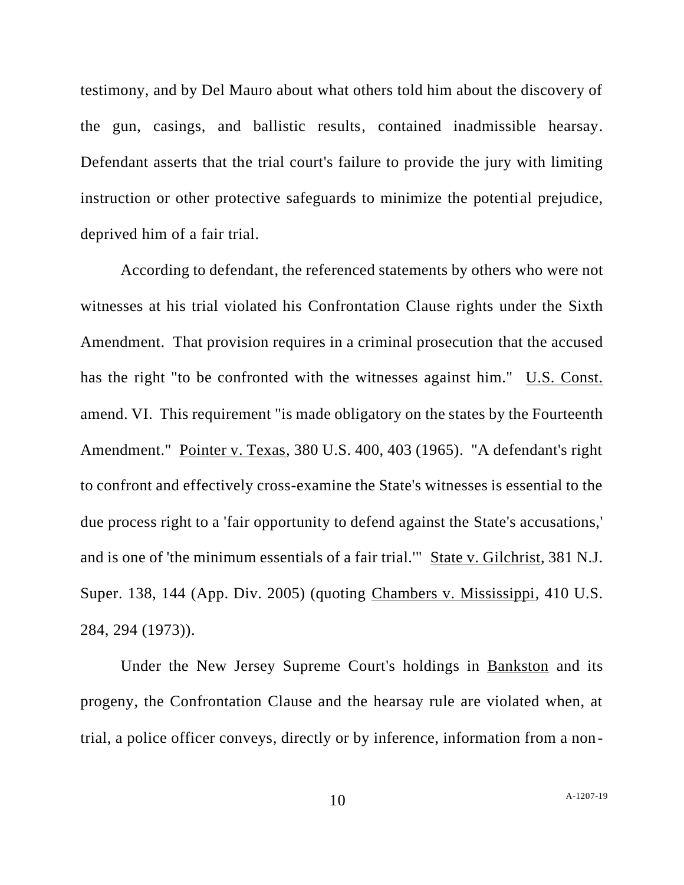testimony, and by Del Mauro about what others told him about the discovery of the gun, casings, and ballistic results, contained inadmissible hearsay. Defendant asserts that the trial court's failure to provide the jury with limiting instruction or other protective safeguards to minimize the potential prejudice, deprived him of a fair trial.

According to defendant, the referenced statements by others who were not witnesses at his trial violated his Confrontation Clause rights under the Sixth Amendment. That provision requires in a criminal prosecution that the accused has the right "to be confronted with the witnesses against him." U.S. Const. amend. VI. This requirement "is made obligatory on the states by the Fourteenth Amendment." Pointer v. Texas, 380 U.S. 400, 403 (1965). "A defendant's right to confront and effectively cross-examine the State's witnesses is essential to the due process right to a 'fair opportunity to defend against the State's accusations,' and is one of 'the minimum essentials of a fair trial.'" State v. Gilchrist, 381 N.J. Super. 138, 144 (App. Div. 2005) (quoting Chambers v. Mississippi, 410 U.S. 284, 294 (1973)).

Under the New Jersey Supreme Court's holdings in Bankston and its progeny, the Confrontation Clause and the hearsay rule are violated when, at trial, a police officer conveys, directly or by inference, information from a non-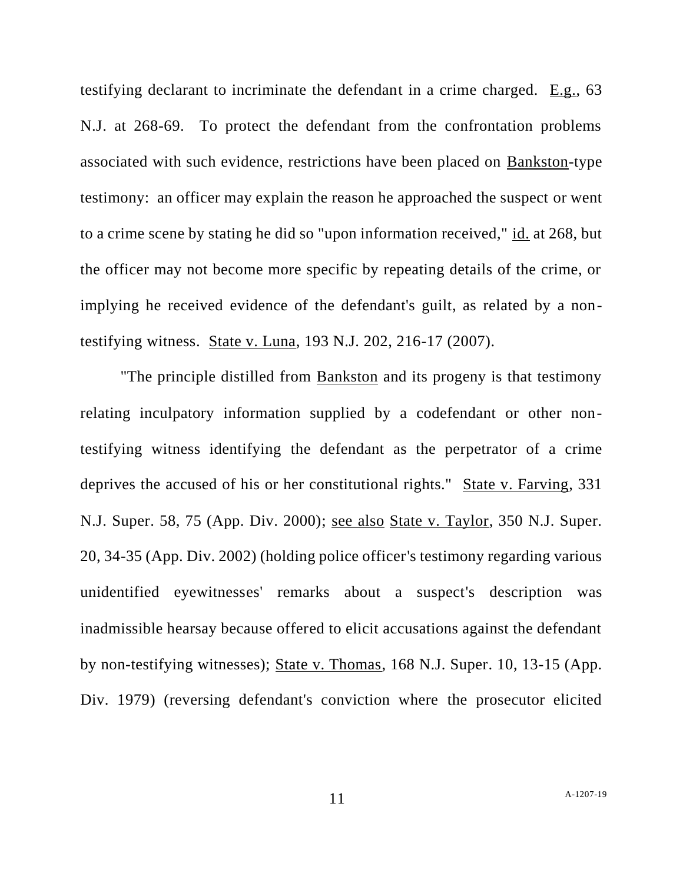testifying declarant to incriminate the defendant in a crime charged. E.g., 63 N.J. at 268-69. To protect the defendant from the confrontation problems associated with such evidence, restrictions have been placed on Bankston-type testimony: an officer may explain the reason he approached the suspect or went to a crime scene by stating he did so "upon information received," id. at 268, but the officer may not become more specific by repeating details of the crime, or implying he received evidence of the defendant's guilt, as related by a non-testifying witness. State v. Luna, 193 N.J. 202, 216-17 (2007).

"The principle distilled from Bankston and its progeny is that testimony relating inculpatory information supplied by a codefendant or other non-testifying witness identifying the defendant as the perpetrator of a crime deprives the accused of his or her constitutional rights." State v. Farving, 331 N.J. Super. 58, 75 (App. Div. 2000); see also State v. Taylor, 350 N.J. Super. 20, 34-35 (App. Div. 2002) (holding police officer's testimony regarding various unidentified eyewitnesses' remarks about a suspect's description was inadmissible hearsay because offered to elicit accusations against the defendant by non-testifying witnesses); State v. Thomas, 168 N.J. Super. 10, 13-15 (App. Div. 1979) (reversing defendant's conviction where the prosecutor elicited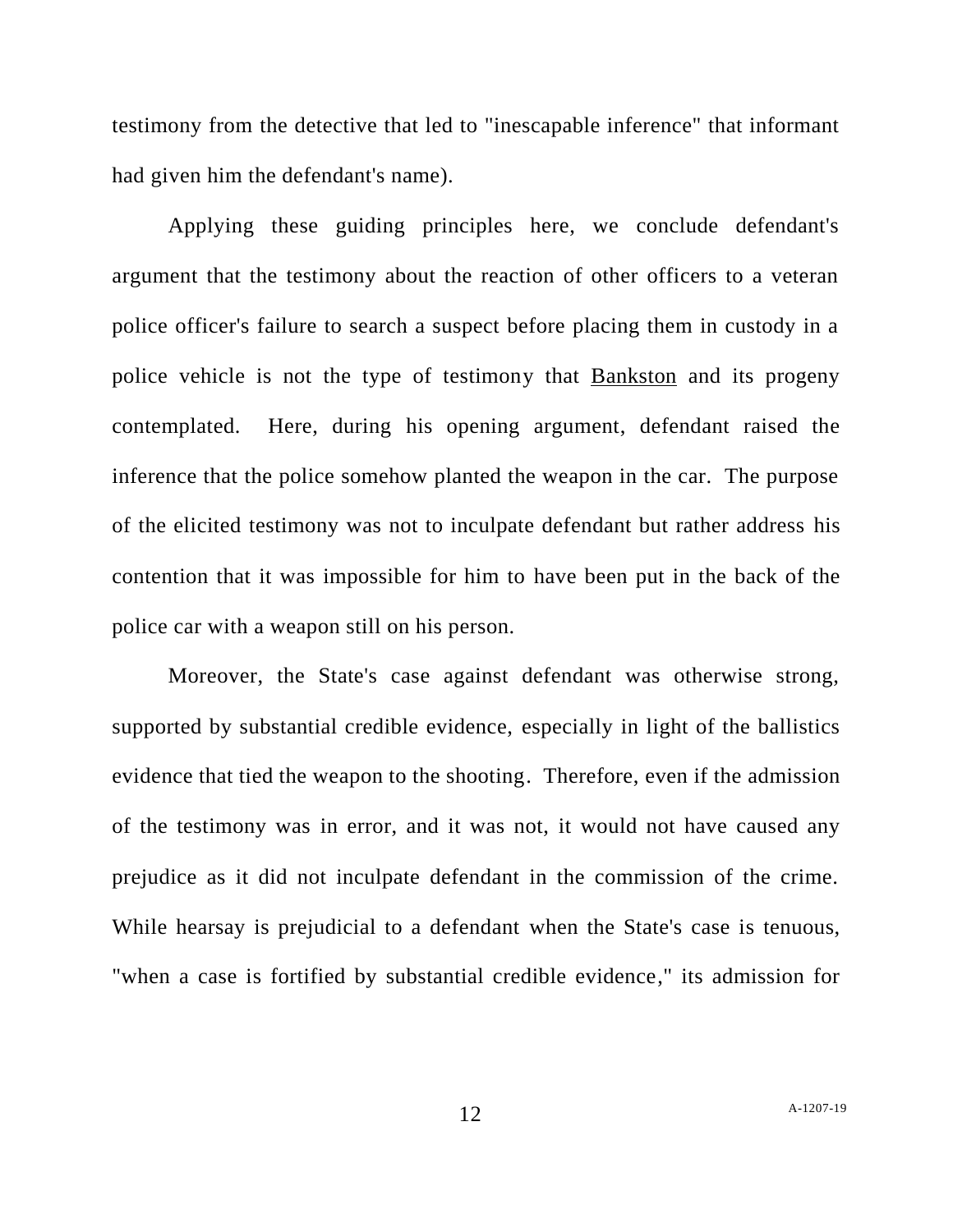testimony from the detective that led to "inescapable inference" that informant had given him the defendant's name).

Applying these guiding principles here, we conclude defendant's argument that the testimony about the reaction of other officers to a veteran police officer's failure to search a suspect before placing them in custody in a police vehicle is not the type of testimony that Bankston and its progeny contemplated. Here, during his opening argument, defendant raised the inference that the police somehow planted the weapon in the car. The purpose of the elicited testimony was not to inculpate defendant but rather address his contention that it was impossible for him to have been put in the back of the police car with a weapon still on his person.

Moreover, the State's case against defendant was otherwise strong, supported by substantial credible evidence, especially in light of the ballistics evidence that tied the weapon to the shooting. Therefore, even if the admission of the testimony was in error, and it was not, it would not have caused any prejudice as it did not inculpate defendant in the commission of the crime. While hearsay is prejudicial to a defendant when the State's case is tenuous, "when a case is fortified by substantial credible evidence," its admission for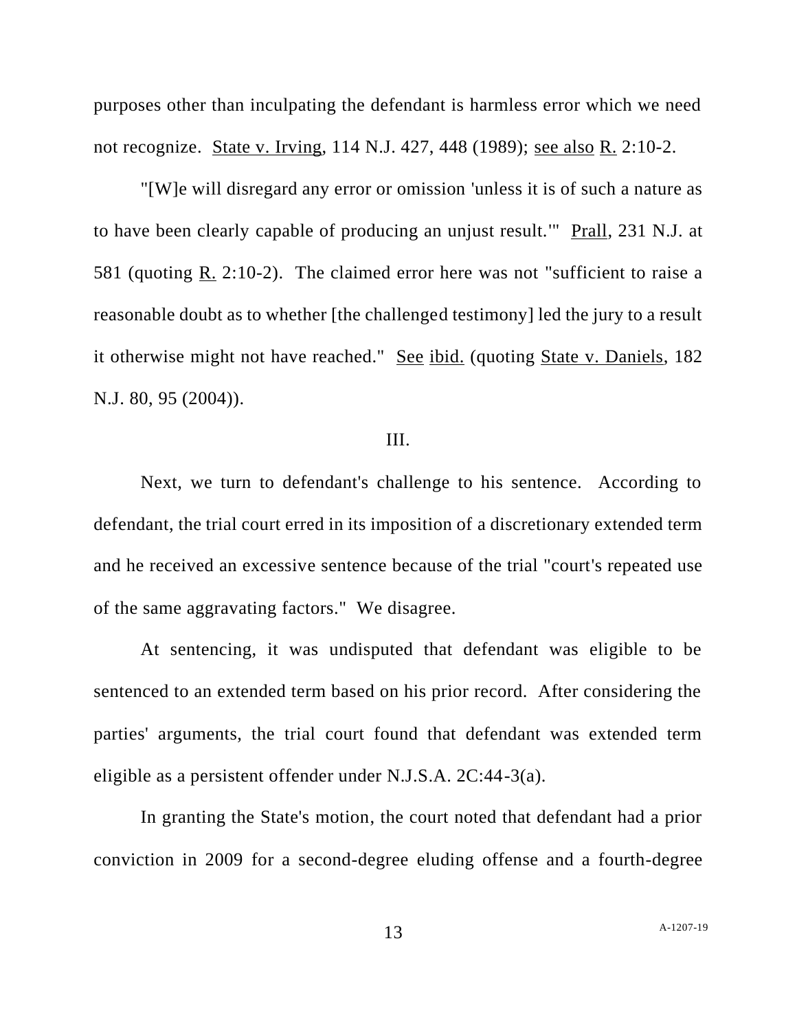purposes other than inculpating the defendant is harmless error which we need not recognize. State v. Irving, 114 N.J. 427, 448 (1989); see also R. 2:10-2.

"[W]e will disregard any error or omission 'unless it is of such a nature as to have been clearly capable of producing an unjust result.'" Prall, 231 N.J. at 581 (quoting R. 2:10-2). The claimed error here was not "sufficient to raise a reasonable doubt as to whether [the challenged testimony] led the jury to a result it otherwise might not have reached." See ibid. (quoting State v. Daniels, 182 N.J. 80, 95 (2004)).

## III.

Next, we turn to defendant's challenge to his sentence. According to defendant, the trial court erred in its imposition of a discretionary extended term and he received an excessive sentence because of the trial "court's repeated use of the same aggravating factors." We disagree.

At sentencing, it was undisputed that defendant was eligible to be sentenced to an extended term based on his prior record. After considering the parties' arguments, the trial court found that defendant was extended term eligible as a persistent offender under N.J.S.A. 2C:44-3(a).

In granting the State's motion, the court noted that defendant had a prior conviction in 2009 for a second-degree eluding offense and a fourth-degree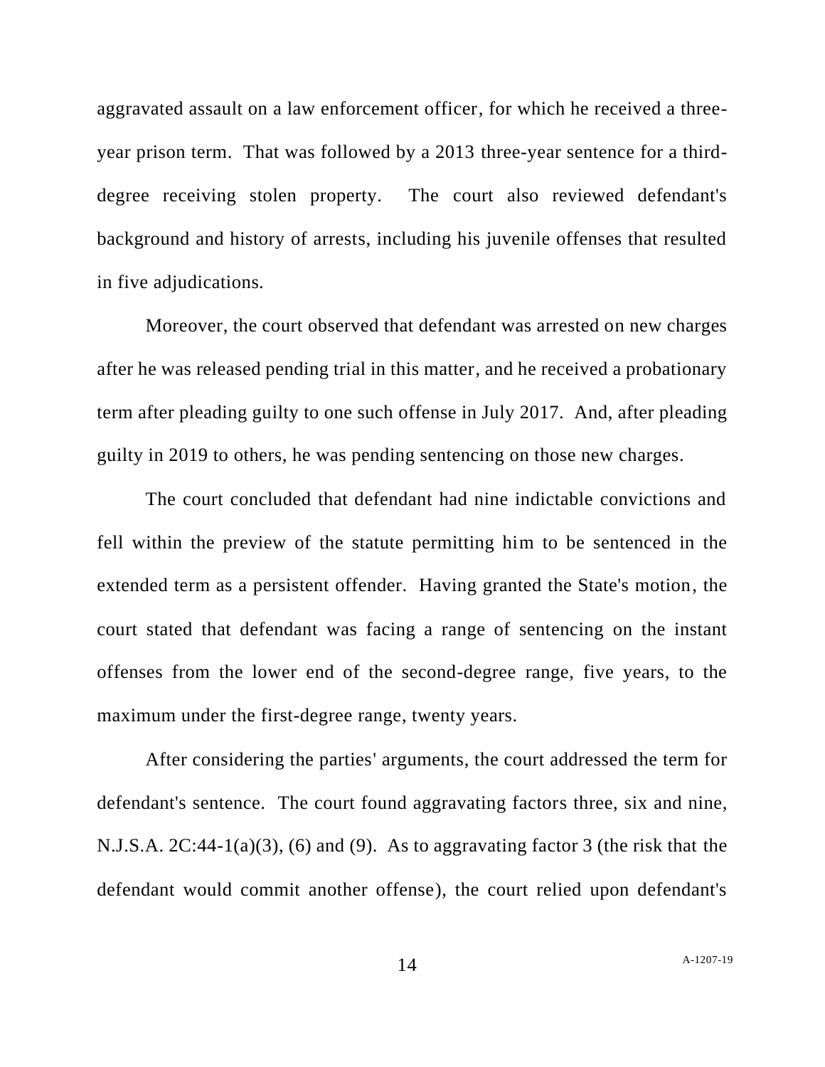aggravated assault on a law enforcement officer, for which he received a three-year prison term. That was followed by a 2013 three-year sentence for a third-degree receiving stolen property. The court also reviewed defendant's background and history of arrests, including his juvenile offenses that resulted in five adjudications.

Moreover, the court observed that defendant was arrested on new charges after he was released pending trial in this matter, and he received a probationary term after pleading guilty to one such offense in July 2017. And, after pleading guilty in 2019 to others, he was pending sentencing on those new charges.

The court concluded that defendant had nine indictable convictions and fell within the preview of the statute permitting him to be sentenced in the extended term as a persistent offender. Having granted the State's motion, the court stated that defendant was facing a range of sentencing on the instant offenses from the lower end of the second-degree range, five years, to the maximum under the first-degree range, twenty years.

After considering the parties' arguments, the court addressed the term for defendant's sentence. The court found aggravating factors three, six and nine, N.J.S.A. 2C:44-1(a)(3), (6) and (9). As to aggravating factor 3 (the risk that the defendant would commit another offense), the court relied upon defendant's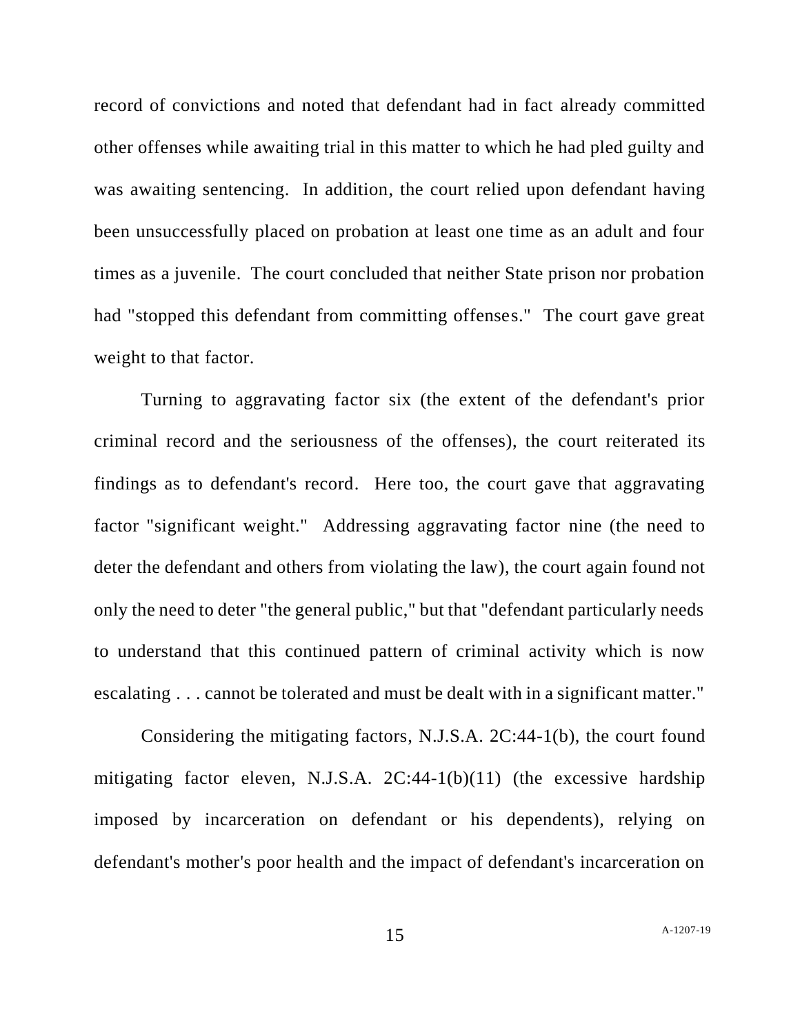record of convictions and noted that defendant had in fact already committed other offenses while awaiting trial in this matter to which he had pled guilty and was awaiting sentencing. In addition, the court relied upon defendant having been unsuccessfully placed on probation at least one time as an adult and four times as a juvenile. The court concluded that neither State prison nor probation had "stopped this defendant from committing offenses." The court gave great weight to that factor.

Turning to aggravating factor six (the extent of the defendant's prior criminal record and the seriousness of the offenses), the court reiterated its findings as to defendant's record. Here too, the court gave that aggravating factor "significant weight." Addressing aggravating factor nine (the need to deter the defendant and others from violating the law), the court again found not only the need to deter "the general public," but that "defendant particularly needs to understand that this continued pattern of criminal activity which is now escalating . . . cannot be tolerated and must be dealt with in a significant matter."

Considering the mitigating factors, N.J.S.A. 2C:44-1(b), the court found mitigating factor eleven, N.J.S.A. 2C:44-1(b)(11) (the excessive hardship imposed by incarceration on defendant or his dependents), relying on defendant's mother's poor health and the impact of defendant's incarceration on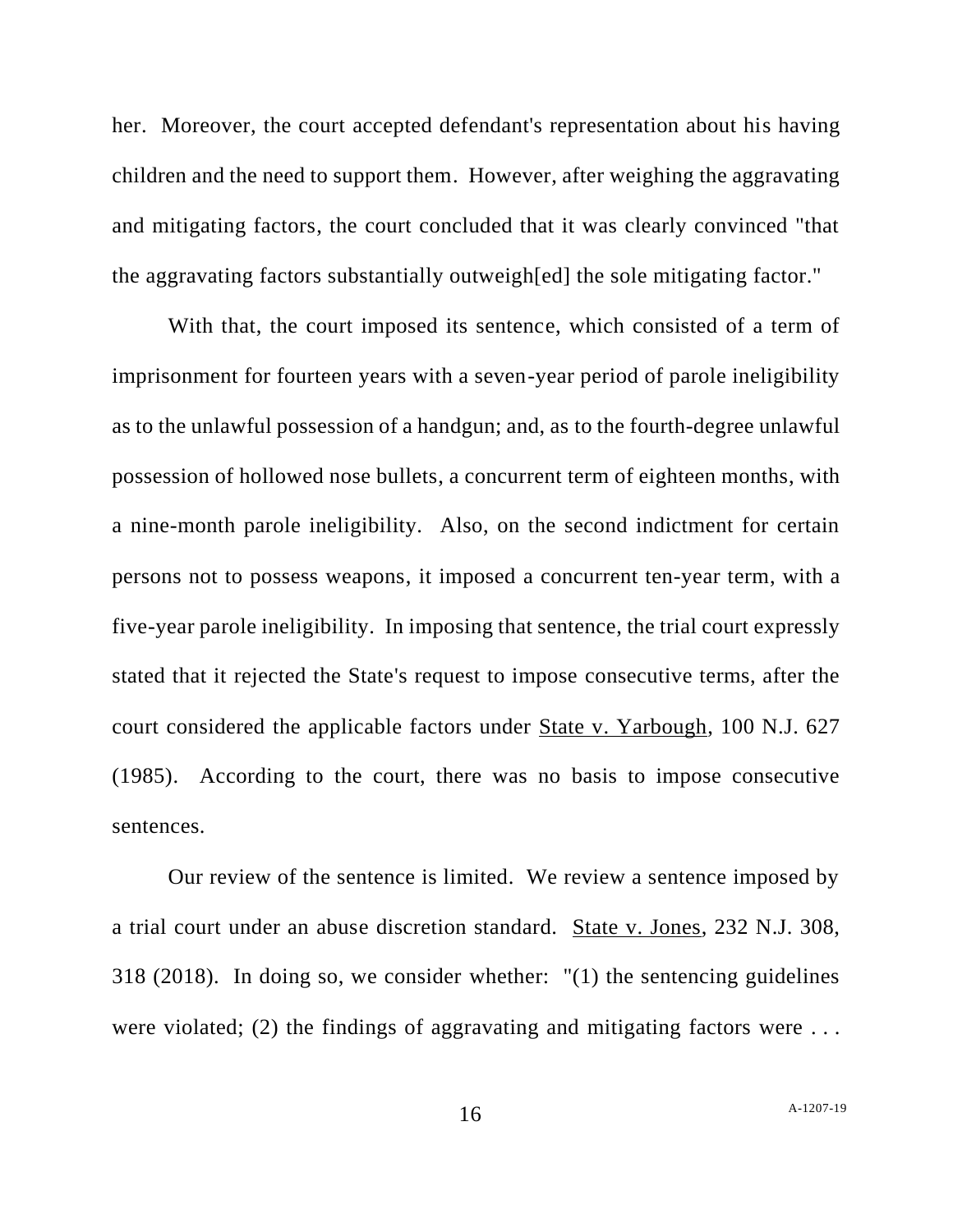her. Moreover, the court accepted defendant's representation about his having children and the need to support them. However, after weighing the aggravating and mitigating factors, the court concluded that it was clearly convinced "that the aggravating factors substantially outweigh[ed] the sole mitigating factor."

With that, the court imposed its sentence, which consisted of a term of imprisonment for fourteen years with a seven-year period of parole ineligibility as to the unlawful possession of a handgun; and, as to the fourth-degree unlawful possession of hollowed nose bullets, a concurrent term of eighteen months, with a nine-month parole ineligibility. Also, on the second indictment for certain persons not to possess weapons, it imposed a concurrent ten-year term, with a five-year parole ineligibility. In imposing that sentence, the trial court expressly stated that it rejected the State's request to impose consecutive terms, after the court considered the applicable factors under State v. Yarbough, 100 N.J. 627 (1985). According to the court, there was no basis to impose consecutive sentences.

Our review of the sentence is limited. We review a sentence imposed by a trial court under an abuse discretion standard. State v. Jones, 232 N.J. 308, 318 (2018). In doing so, we consider whether: "(1) the sentencing guidelines were violated; (2) the findings of aggravating and mitigating factors were . . .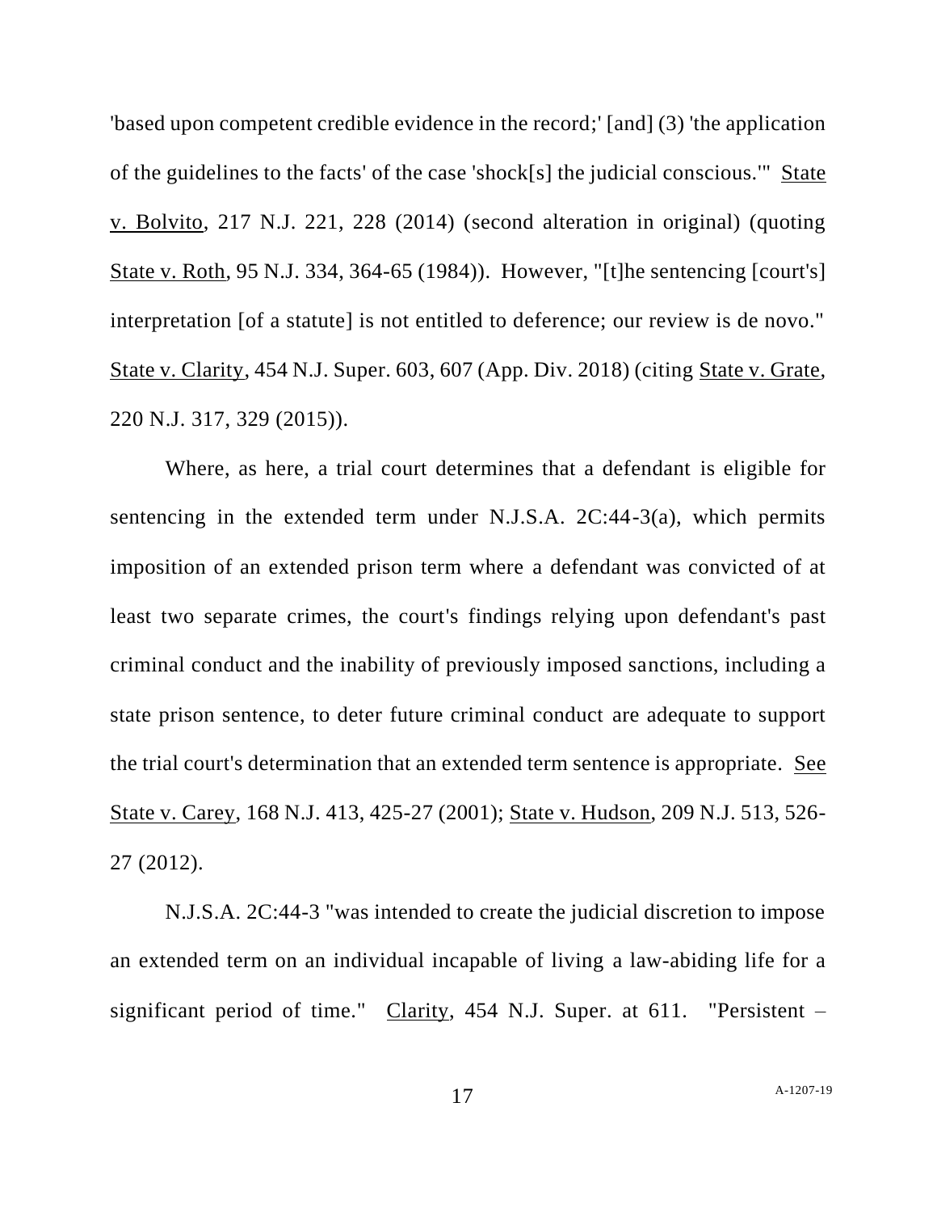'based upon competent credible evidence in the record;' [and] (3) 'the application of the guidelines to the facts' of the case 'shock[s] the judicial conscious.'" State v. Bolvito, 217 N.J. 221, 228 (2014) (second alteration in original) (quoting State v. Roth, 95 N.J. 334, 364-65 (1984)). However, "[t]he sentencing [court's] interpretation [of a statute] is not entitled to deference; our review is de novo." State v. Clarity, 454 N.J. Super. 603, 607 (App. Div. 2018) (citing State v. Grate, 220 N.J. 317, 329 (2015)).

Where, as here, a trial court determines that a defendant is eligible for sentencing in the extended term under N.J.S.A. 2C:44-3(a), which permits imposition of an extended prison term where a defendant was convicted of at least two separate crimes, the court's findings relying upon defendant's past criminal conduct and the inability of previously imposed sanctions, including a state prison sentence, to deter future criminal conduct are adequate to support the trial court's determination that an extended term sentence is appropriate. See State v. Carey, 168 N.J. 413, 425-27 (2001); State v. Hudson, 209 N.J. 513, 526-27 (2012).

N.J.S.A. 2C:44-3 "was intended to create the judicial discretion to impose an extended term on an individual incapable of living a law-abiding life for a significant period of time." Clarity, 454 N.J. Super. at 611. "Persistent –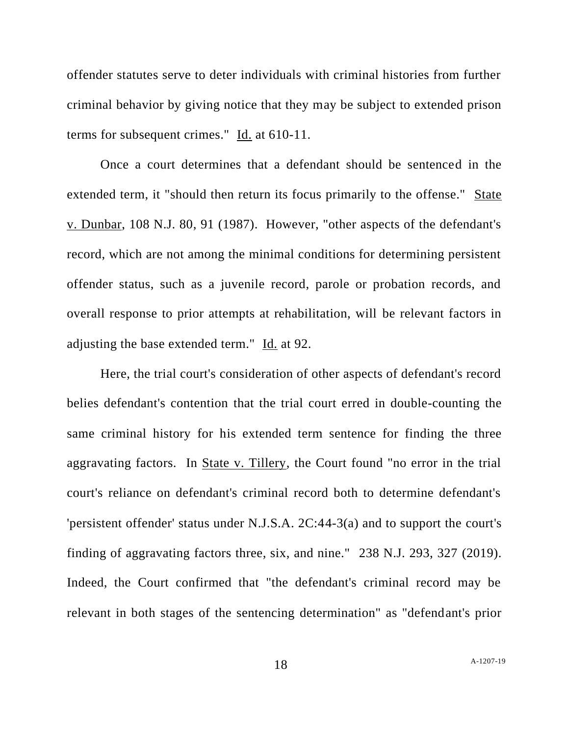offender statutes serve to deter individuals with criminal histories from further criminal behavior by giving notice that they may be subject to extended prison terms for subsequent crimes." Id. at 610-11.

Once a court determines that a defendant should be sentenced in the extended term, it "should then return its focus primarily to the offense." State v. Dunbar, 108 N.J. 80, 91 (1987). However, "other aspects of the defendant's record, which are not among the minimal conditions for determining persistent offender status, such as a juvenile record, parole or probation records, and overall response to prior attempts at rehabilitation, will be relevant factors in adjusting the base extended term." Id. at 92.

Here, the trial court's consideration of other aspects of defendant's record belies defendant's contention that the trial court erred in double-counting the same criminal history for his extended term sentence for finding the three aggravating factors. In State v. Tillery, the Court found "no error in the trial court's reliance on defendant's criminal record both to determine defendant's 'persistent offender' status under N.J.S.A. 2C:44-3(a) and to support the court's finding of aggravating factors three, six, and nine." 238 N.J. 293, 327 (2019). Indeed, the Court confirmed that "the defendant's criminal record may be relevant in both stages of the sentencing determination" as "defendant's prior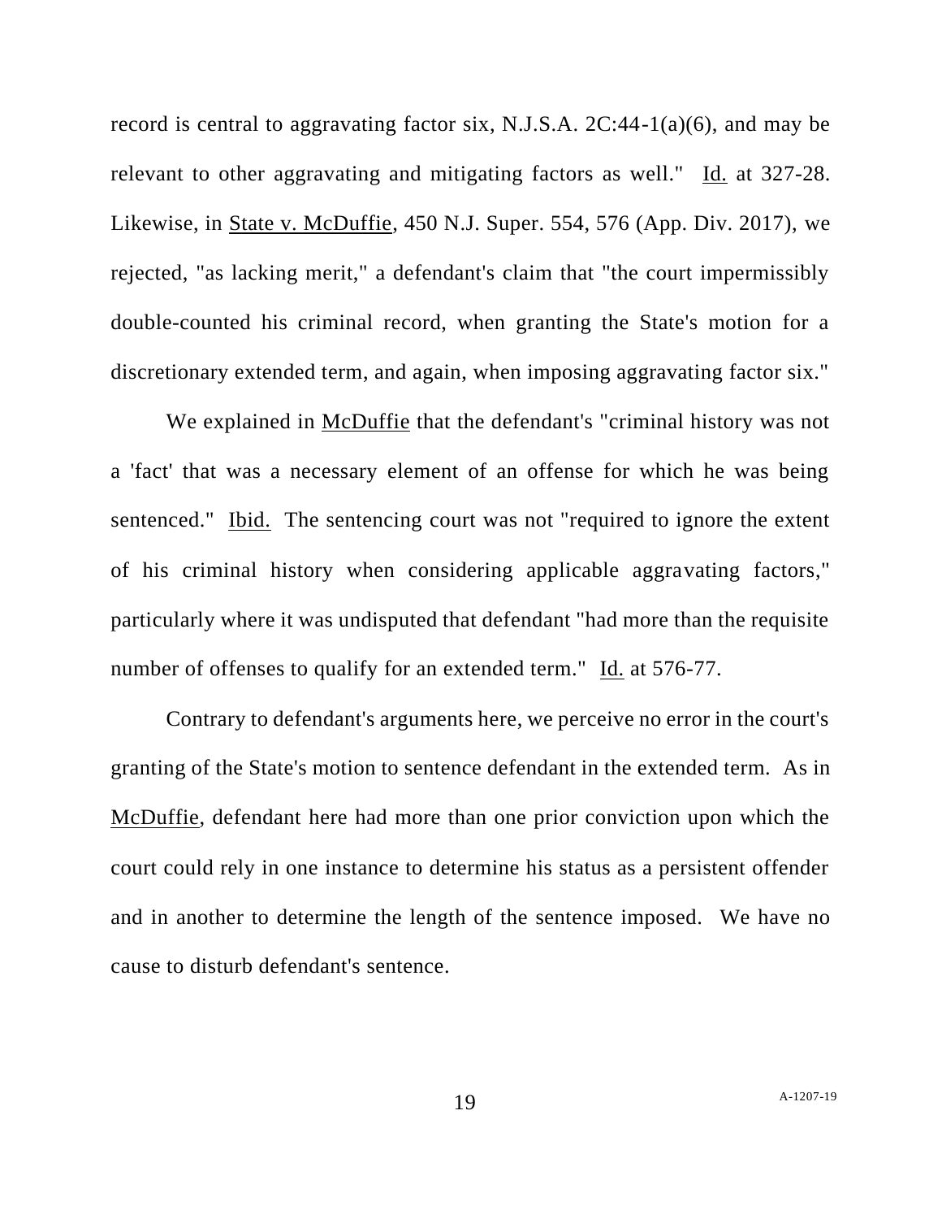record is central to aggravating factor six, N.J.S.A. 2C:44-1(a)(6), and may be relevant to other aggravating and mitigating factors as well." Id. at 327-28. Likewise, in State v. McDuffie, 450 N.J. Super. 554, 576 (App. Div. 2017), we rejected, "as lacking merit," a defendant's claim that "the court impermissibly double-counted his criminal record, when granting the State's motion for a discretionary extended term, and again, when imposing aggravating factor six."

We explained in McDuffie that the defendant's "criminal history was not a 'fact' that was a necessary element of an offense for which he was being sentenced." Ibid. The sentencing court was not "required to ignore the extent of his criminal history when considering applicable aggravating factors," particularly where it was undisputed that defendant "had more than the requisite number of offenses to qualify for an extended term." Id. at 576-77.

Contrary to defendant's arguments here, we perceive no error in the court's granting of the State's motion to sentence defendant in the extended term. As in McDuffie, defendant here had more than one prior conviction upon which the court could rely in one instance to determine his status as a persistent offender and in another to determine the length of the sentence imposed. We have no cause to disturb defendant's sentence.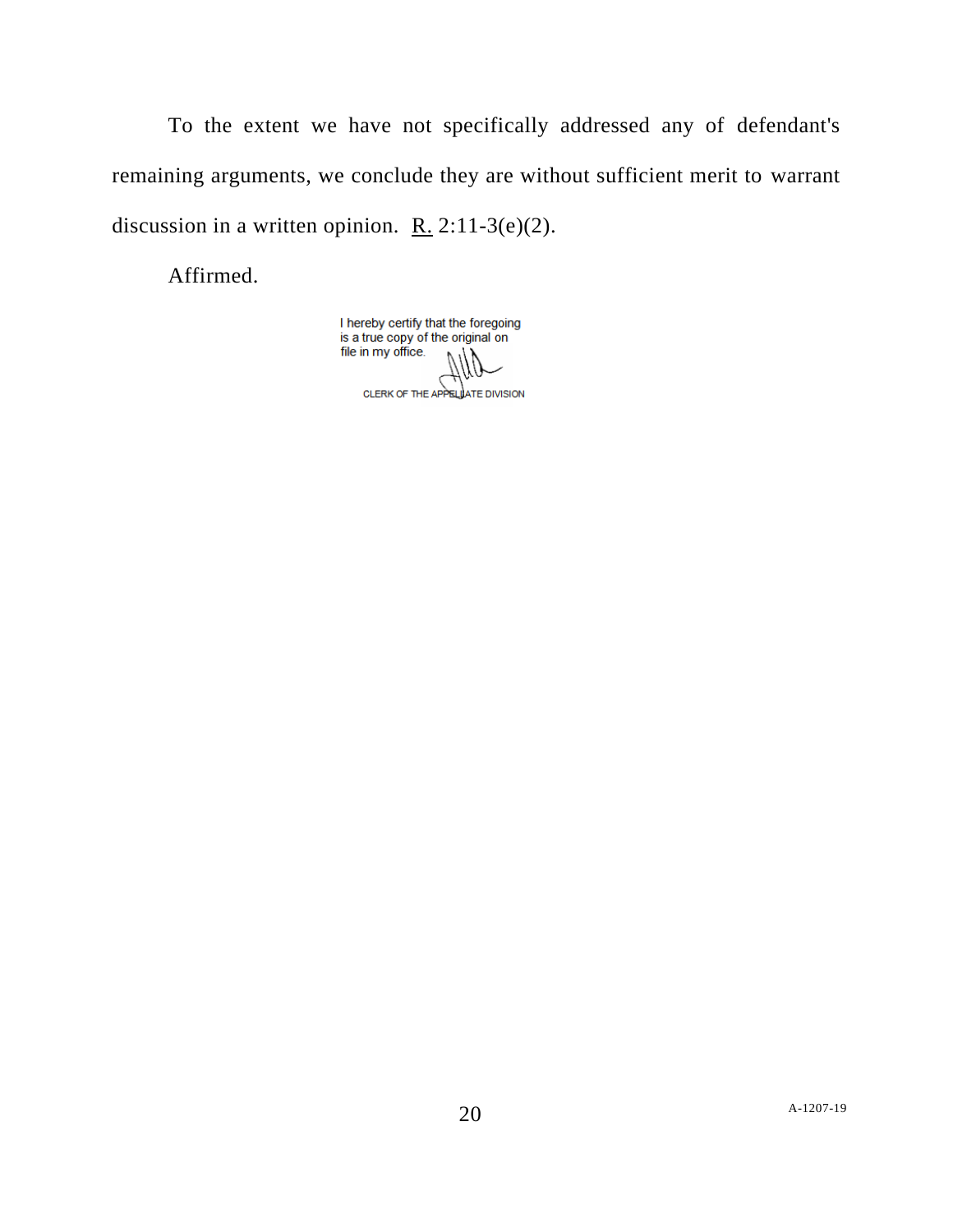To the extent we have not specifically addressed any of defendant's remaining arguments, we conclude they are without sufficient merit to warrant discussion in a written opinion. R. 2:11-3(e)(2).

Affirmed.

I hereby certify that the foregoing is a true copy of the original on file in my office.

CLERK OF THE APPELLATE DIVISION